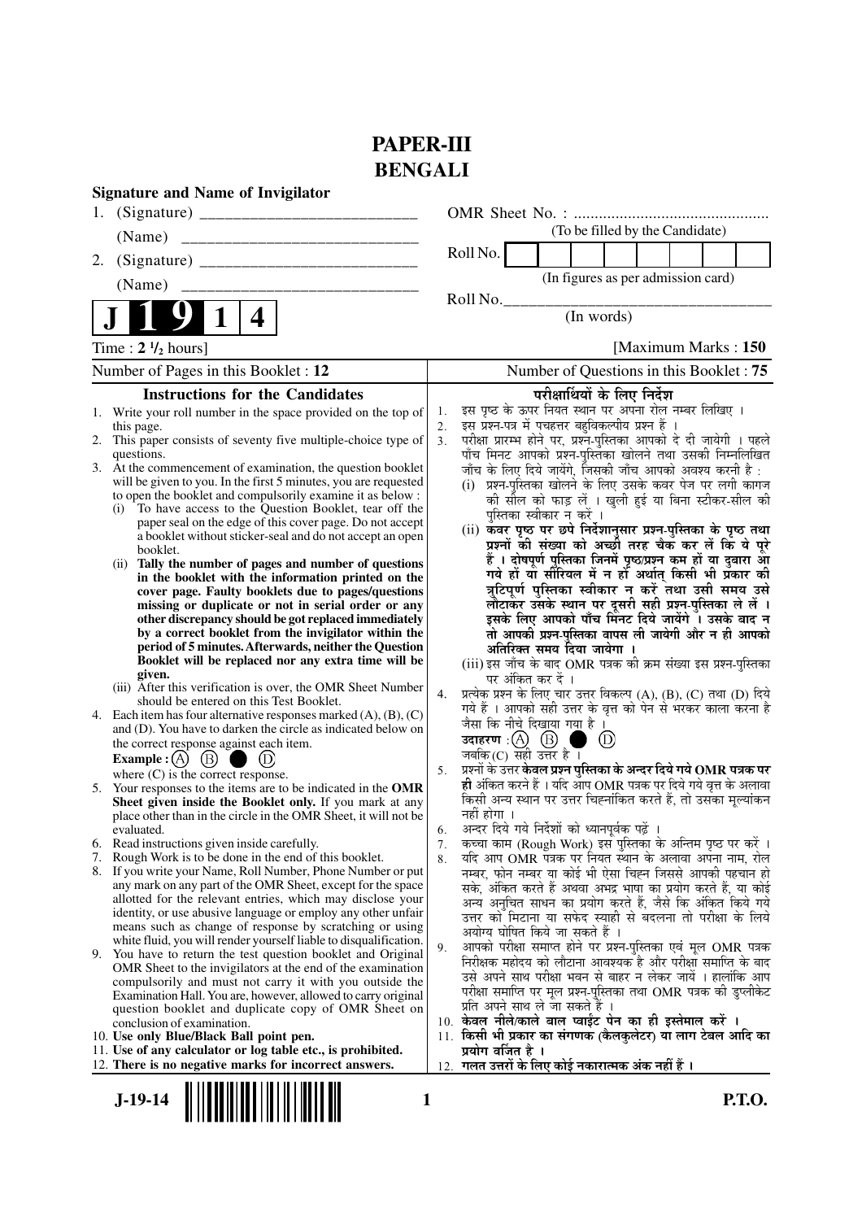# PAPER-III
# BENGALI

**Signature and Name of Invigilator**

1. (Signature) ___________________________

 (Name) ___________________________

2. (Signature) ___________________________

 (Name) ___________________________

OMR Sheet No. : ...............................................

(To be filled by the Candidate)

Roll No. | | | | | | | | |

(In figures as per admission card)

Roll No.___________________________

(In words)

**J 1 9 1 4**

Time : **2 ½ hours**] [Maximum Marks : **150**

Number of Pages in this Booklet : **12** Number of Questions in this Booklet : **75**

## Instructions for the Candidates

1. Write your roll number in the space provided on the top of this page.
2. This paper consists of seventy five multiple-choice type of questions.
3. At the commencement of examination, the question booklet will be given to you. In the first 5 minutes, you are requested to open the booklet and compulsorily examine it as below :
   (i) To have access to the Question Booklet, tear off the paper seal on the edge of this cover page. Do not accept a booklet without sticker-seal and do not accept an open booklet.
   (ii) **Tally the number of pages and number of questions in the booklet with the information printed on the cover page. Faulty booklets due to pages/questions missing or duplicate or not in serial order or any other discrepancy should be got replaced immediately by a correct booklet from the invigilator within the period of 5 minutes. Afterwards, neither the Question Booklet will be replaced nor any extra time will be given.**
   (iii) After this verification is over, the OMR Sheet Number should be entered on this Test Booklet.
4. Each item has four alternative responses marked (A), (B), (C) and (D). You have to darken the circle as indicated below on the correct response against each item.
   **Example :** (A) (B) ● (D)
   where (C) is the correct response.
5. Your responses to the items are to be indicated in the **OMR Sheet given inside the Booklet only.** If you mark at any place other than in the circle in the OMR Sheet, it will not be evaluated.
6. Read instructions given inside carefully.
7. Rough Work is to be done in the end of this booklet.
8. If you write your Name, Roll Number, Phone Number or put any mark on any part of the OMR Sheet, except for the space allotted for the relevant entries, which may disclose your identity, or use abusive language or employ any other unfair means such as change of response by scratching or using white fluid, you will render yourself liable to disqualification.
9. You have to return the test question booklet and Original OMR Sheet to the invigilators at the end of the examination compulsorily and must not carry it with you outside the Examination Hall. You are, however, allowed to carry original question booklet and duplicate copy of OMR Sheet on conclusion of examination.
10. **Use only Blue/Black Ball point pen.**
11. **Use of any calculator or log table etc., is prohibited.**
12. **There is no negative marks for incorrect answers.**

## परीक्षार्थियों के लिए निर्देश

1. इस पृष्ठ के ऊपर नियत स्थान पर अपना रोल नम्बर लिखिए ।
2. इस प्रश्न-पत्र में पचहत्तर बहुविकल्पीय प्रश्न हैं ।
3. परीक्षा प्रारम्भ होने पर, प्रश्न-पुस्तिका आपको दे दी जायेगी । पहले पाँच मिनट आपको प्रश्न-पुस्तिका खोलने तथा उसकी निम्नलिखित जाँच के लिए दिये जायेंगे, जिसकी जाँच आपको अवश्य करनी है :
   (i) प्रश्न-पुस्तिका खोलने के लिए उसके कवर पेज पर लगी कागज की सील को फाड़ लें । खुली हुई या बिना स्टीकर-सील की पुस्तिका स्वीकार न करें ।
   (ii) **कवर पृष्ठ पर छपे निर्देशानुसार प्रश्न-पुस्तिका के पृष्ठ तथा प्रश्नों की संख्या को अच्छी तरह चैक कर लें कि ये पूरे हैं । दोषपूर्ण पुस्तिका जिनमें पृष्ठ/प्रश्न कम हों या दुबारा आ गये हों या सीरियल में न हों अर्थात् किसी भी प्रकार की त्रुटिपूर्ण पुस्तिका स्वीकार न करें तथा उसी समय उसे लौटाकर उसके स्थान पर दूसरी सही प्रश्न-पुस्तिका ले लें । इसके लिए आपको पाँच मिनट दिये जायेंगे । उसके बाद न तो आपकी प्रश्न-पुस्तिका वापस ली जायेगी और न ही आपको अतिरिक्त समय दिया जायेगा ।**
   (iii) इस जाँच के बाद OMR पत्रक की क्रम संख्या इस प्रश्न-पुस्तिका पर अंकित कर दें ।
4. प्रत्येक प्रश्न के लिए चार उत्तर विकल्प (A), (B), (C) तथा (D) दिये गये हैं । आपको सही उत्तर के वृत्त को पेन से भरकर काला करना है जैसा कि नीचे दिखाया गया है ।
   **उदाहरण :** (A) (B) ● (D)
   जबकि (C) सही उत्तर है ।
5. प्रश्नों के उत्तर **केवल प्रश्न पुस्तिका के अन्दर दिये गये OMR पत्रक पर ही** अंकित करने हैं । यदि आप OMR पत्रक पर दिये गये वृत्त के अलावा किसी अन्य स्थान पर उत्तर चिह्नांकित करते हैं, तो उसका मूल्यांकन नहीं होगा ।
6. अन्दर दिये गये निर्देशों को ध्यानपूर्वक पढ़ें ।
7. कच्चा काम (Rough Work) इस पुस्तिका के अन्तिम पृष्ठ पर करें ।
8. यदि आप OMR पत्रक पर नियत स्थान के अलावा अपना नाम, रोल नम्बर, फोन नम्बर या कोई भी ऐसा चिह्न जिससे आपकी पहचान हो सके, अंकित करते हैं अथवा अभद्र भाषा का प्रयोग करते हैं, या कोई अन्य अनुचित साधन का प्रयोग करते हैं, जैसे कि अंकित किये गये उत्तर को मिटाना या सफेद स्याही से बदलना तो परीक्षा के लिये अयोग्य घोषित किये जा सकते हैं ।
9. आपको परीक्षा समाप्त होने पर प्रश्न-पुस्तिका एवं मूल OMR पत्रक निरीक्षक महोदय को लौटाना आवश्यक है और परीक्षा समाप्ति के बाद उसे अपने साथ परीक्षा भवन से बाहर न लेकर जायें । हालांकि आप परीक्षा समाप्ति पर मूल प्रश्न-पुस्तिका तथा OMR पत्रक की डुप्लीकेट प्रति अपने साथ ले जा सकते हैं ।
10. **केवल नीले/काले बाल प्वाईंट पेन का ही इस्तेमाल करें ।**
11. **किसी भी प्रकार का संगणक (कैलकुलेटर) या लाग टेबल आदि का प्रयोग वर्जित है ।**
12. **गलत उत्तरों के लिए कोई नकारात्मक अंक नहीं हैं ।**

J-19-14 P.T.O.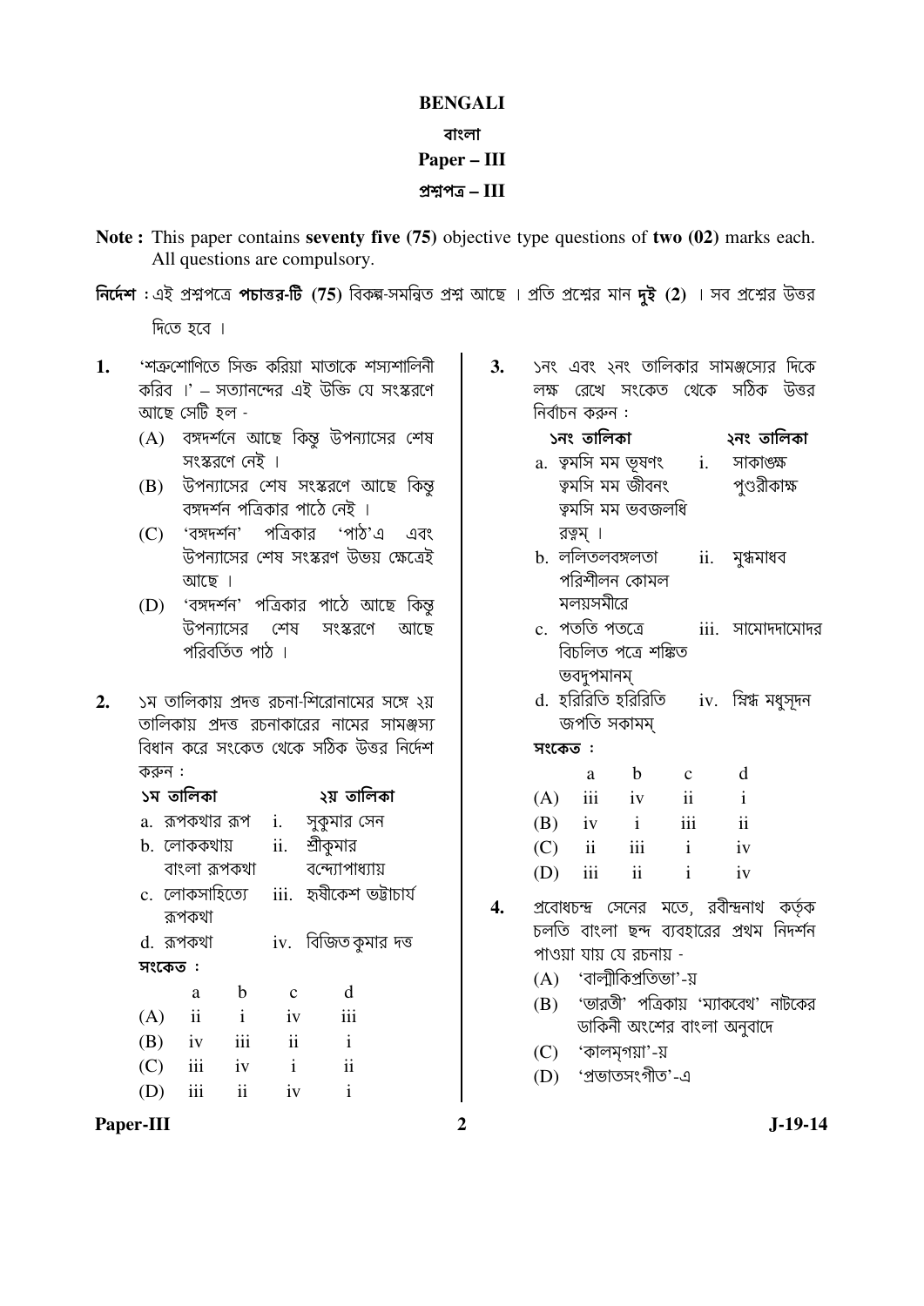# BENGALI

## বাংলা

## Paper – III

## প্রশ্নপত্র – III

**Note :** This paper contains **seventy five (75)** objective type questions of **two (02)** marks each. All questions are compulsory.

**নির্দেশ :** এই প্রশ্নপত্রে **পচাত্তর-টি (75)** বিকল্প-সমন্বিত প্রশ্ন আছে । প্রতি প্রশ্নের মান **দুই (2)** । সব প্রশ্নের উত্তর দিতে হবে ।

**1.** 'শত্রুশোণিতে সিক্ত করিয়া মাতাকে শস্যশালিনী করিব ।' – সত্যানন্দের এই উক্তি যে সংস্করণে আছে সেটি হল -

(A) বঙ্গদর্শনে আছে কিন্তু উপন্যাসের শেষ সংস্করণে নেই ।

(B) উপন্যাসের শেষ সংস্করণে আছে কিন্তু বঙ্গদর্শন পত্রিকার পাঠে নেই ।

(C) 'বঙ্গদর্শন' পত্রিকার 'পাঠ'এ এবং উপন্যাসের শেষ সংস্করণ উভয় ক্ষেত্রেই আছে ।

(D) 'বঙ্গদর্শন' পত্রিকার পাঠে আছে কিন্তু উপন্যাসের শেষ সংস্করণে আছে পরিবর্তিত পাঠ ।

**2.** ১ম তালিকায় প্রদত্ত রচনা-শিরোনামের সঙ্গে ২য় তালিকায় প্রদত্ত রচনাকারের নামের সামঞ্জস্য বিধান করে সংকেত থেকে সঠিক উত্তর নির্দেশ করুন :

| ১ম তালিকা | ২য় তালিকা |
|---|---|
| a. রূপকথার রূপ | i. সুকুমার সেন |
| b. লোককথায় বাংলা রূপকথা | ii. শ্রীকুমার বন্দ্যোপাধ্যায় |
| c. লোকসাহিত্যে রূপকথা | iii. হৃষীকেশ ভট্টাচার্য |
| d. রূপকথা | iv. বিজিতকুমার দত্ত |

সংকেত :

| | a | b | c | d |
|---|---|---|---|---|
| (A) | ii | i | iv | iii |
| (B) | iv | iii | ii | i |
| (C) | iii | iv | i | ii |
| (D) | iii | ii | iv | i |

**3.** ১নং এবং ২নং তালিকার সামঞ্জস্যের দিকে লক্ষ রেখে সংকেত থেকে সঠিক উত্তর নির্বাচন করুন :

| ১নং তালিকা | ২নং তালিকা |
|---|---|
| a. ত্বমসি মম ভূষণং ত্বমসি মম জীবনং ত্বমসি মম ভবজলধি রত্নম্ । | i. সাকাঙ্ক্ষ পুণ্ডরীকাক্ষ |
| b. ললিতলবঙ্গলতা পরিশীলন কোমল মলয়সমীরে | ii. মুগ্ধমাধব |
| c. পততি পতত্রে বিচলিত পত্রে শঙ্কিত ভবদুপমানম্ | iii. সামোদদামোদর |
| d. হরিরিতি হরিরিতি জপতি সকামম্ | iv. স্নিগ্ধ মধুসূদন |

সংকেত :

| | a | b | c | d |
|---|---|---|---|---|
| (A) | iii | iv | ii | i |
| (B) | iv | i | iii | ii |
| (C) | ii | iii | i | iv |
| (D) | iii | ii | i | iv |

**4.** প্রবোধচন্দ্র সেনের মতে, রবীন্দ্রনাথ কর্তৃক চলতি বাংলা ছন্দ ব্যবহারের প্রথম নিদর্শন পাওয়া যায় যে রচনায় -

(A) 'বাল্মীকিপ্রতিভা'-য়

(B) 'ভারতী' পত্রিকায় 'ম্যাকবেথ' নাটকের ডাকিনী অংশের বাংলা অনুবাদে

(C) 'কালমৃগয়া'-য়

(D) 'প্রভাতসংগীত'-এ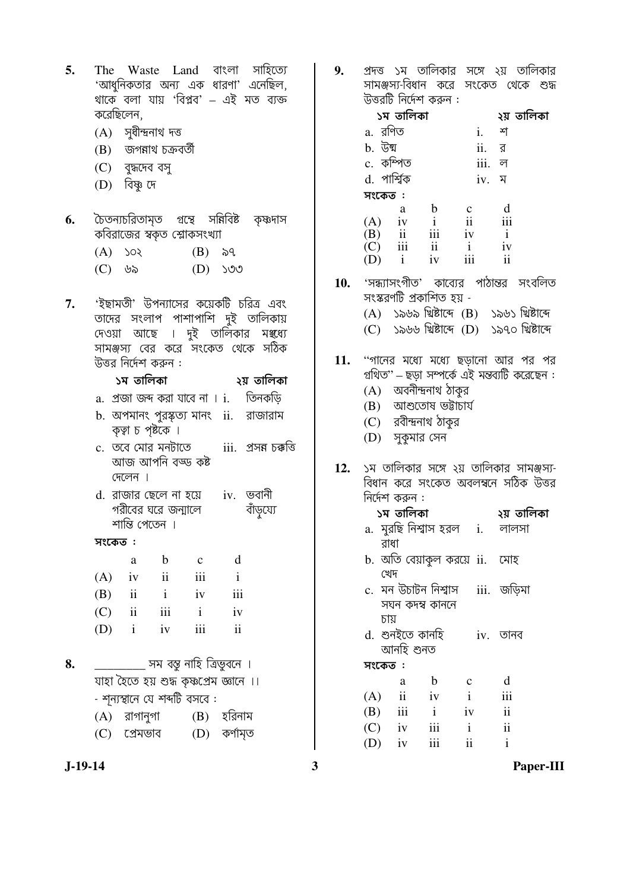5. The Waste Land বাংলা সাহিত্যে 'আধুনিকতার অন্য এক ধারণা' এনেছিল, থাকে বলা যায় 'বিপ্লব' – এই মত ব্যক্ত করেছিলেন,
   - (A) সুধীন্দ্রনাথ দত্ত
   - (B) জগন্নাথ চক্রবর্তী
   - (C) বুদ্ধদেব বসু
   - (D) বিষ্ণু দে

6. চৈতন্যচরিতামৃত গ্রন্থে সন্নিবিষ্ট কৃষ্ণদাস কবিরাজের স্বকৃত শ্লোকসংখ্যা
   - (A) ১০২
   - (B) ৯৭
   - (C) ৬৯
   - (D) ১৩৩

7. 'ইছামতী' উপন্যাসের কয়েকটি চরিত্র এবং তাদের সংলাপ পাশাপাশি দুই তালিকায় দেওয়া আছে । দুই তালিকার মধ্যে সামঞ্জস্য বের করে সংকেত থেকে সঠিক উত্তর নির্দেশ করুন :

| ১ম তালিকা | ২য় তালিকা |
|---|---|
| a. প্রজা জব্দ করা যাবে না । | i. তিনকড়ি |
| b. অপমানং পুরস্কৃত্য মানং কৃত্বা চ পৃষ্টকে । | ii. রাজারাম |
| c. তবে মোর মনটাতে আজ আপনি বড্ড কষ্ট দেলেন । | iii. প্রসন্ন চক্কত্তি |
| d. রাজার ছেলে না হয়ে গরীবের ঘরে জন্মালে শান্তি পেতেন । | iv. ভবানী বাঁড়ুয্যে |

সংকেত :

| | a | b | c | d |
|---|---|---|---|---|
| (A) | iv | ii | iii | i |
| (B) | ii | i | iv | iii |
| (C) | ii | iii | i | iv |
| (D) | i | iv | iii | ii |

8. \_\_\_\_\_\_\_\_\_ সম বস্তু নাহি ত্রিভুবনে ।
যাহা হৈতে হয় শুদ্ধ কৃষ্ণপ্রেম জ্ঞানে ।।
- শূন্যস্থানে যে শব্দটি বসবে :
   - (A) রাগানুগা
   - (B) হরিনাম
   - (C) প্রেমভাব
   - (D) কর্ণামৃত

9. প্রদত্ত ১ম তালিকার সঙ্গে ২য় তালিকার সামঞ্জস্য-বিধান করে সংকেত থেকে শুদ্ধ উত্তরটি নির্দেশ করুন :

| ১ম তালিকা | ২য় তালিকা |
|---|---|
| a. রণিত | i. শ |
| b. উষ্ম | ii. র |
| c. কম্পিত | iii. ল |
| d. পার্শ্বিক | iv. ম |

সংকেত :

| | a | b | c | d |
|---|---|---|---|---|
| (A) | iv | i | ii | iii |
| (B) | ii | iii | iv | i |
| (C) | iii | ii | i | iv |
| (D) | i | iv | iii | ii |

10. 'সন্ধ্যাসংগীত' কাব্যের পাঠান্তর সংবলিত সংস্করণটি প্রকাশিত হয় -
   - (A) ১৯৬৯ খ্রিষ্টাব্দে
   - (B) ১৯৬১ খ্রিষ্টাব্দে
   - (C) ১৯৬৬ খ্রিষ্টাব্দে
   - (D) ১৯৭০ খ্রিষ্টাব্দে

11. "গানের মধ্যে মধ্যে ছড়ানো আর পর পর গ্রথিত" – ছড়া সম্পর্কে এই মন্তব্যটি করেছেন :
   - (A) অবনীন্দ্রনাথ ঠাকুর
   - (B) আশুতোষ ভট্টাচার্য
   - (C) রবীন্দ্রনাথ ঠাকুর
   - (D) সুকুমার সেন

12. ১ম তালিকার সঙ্গে ২য় তালিকার সামঞ্জস্য-বিধান করে সংকেত অবলম্বনে সঠিক উত্তর নির্দেশ করুন :

| ১ম তালিকা | ২য় তালিকা |
|---|---|
| a. মুরছি নিশ্বাস হরল রাধা | i. লালসা |
| b. অতি বেয়াকুল করয়ে খেদ | ii. মোহ |
| c. মন উচাটন নিশ্বাস সঘন কদম্ব কাননে চায় | iii. জড়িমা |
| d. শুনইতে কানহি আনহি শুনত | iv. তানব |

সংকেত :

| | a | b | c | d |
|---|---|---|---|---|
| (A) | ii | iv | i | iii |
| (B) | iii | i | iv | ii |
| (C) | iv | iii | i | ii |
| (D) | iv | iii | ii | i |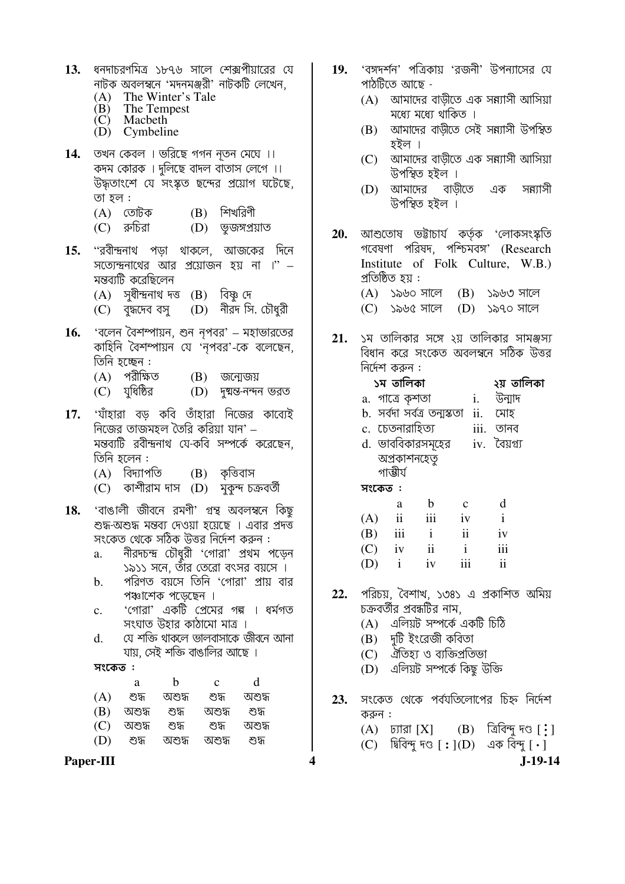**13.** ধনদাচরণমিত্র ১৮৭৬ সালে শেক্সপীয়ারের যে নাটক অবলম্বনে 'মদনমঞ্জরী' নাটকটি লেখেন,

(A) The Winter's Tale
(B) The Tempest
(C) Macbeth
(D) Cymbeline

**14.** তখন কেবল । ভরিছে গগন নূতন মেঘে ।।
কদম কোরক । দুলিছে বাদল বাতাস লেগে ।।
উদ্ধৃতাংশে যে সংস্কৃত ছন্দের প্রয়োগ ঘটেছে, তা হল :

(A) তোটক (B) শিখরিণী
(C) রুচিরা (D) ভুজঙ্গপ্রয়াত

**15.** "রবীন্দ্রনাথ পড়া থাকলে, আজকের দিনে সত্যেন্দ্রনাথের আর প্রয়োজন হয় না ।" – মন্তব্যটি করেছিলেন

(A) সুধীন্দ্রনাথ দত্ত (B) বিষ্ণু দে
(C) বুদ্ধদেব বসু (D) নীরদ সি. চৌধুরী

**16.** 'বলেন বৈশম্পায়ন, শুন নৃপবর' – মহাভারতের কাহিনি বৈশম্পায়ন যে 'নৃপবর'-কে বলেছেন, তিনি হচ্ছেন :

(A) পরীক্ষিত (B) জন্মেজয়
(C) যুধিষ্ঠির (D) দুষ্মন্ত-নন্দন ভরত

**17.** 'যাঁহারা বড় কবি তাঁহারা নিজের কাব্যেই নিজের তাজমহল তৈরি করিয়া যান' – মন্তব্যটি রবীন্দ্রনাথ যে-কবি সম্পর্কে করেছেন, তিনি হলেন :

(A) বিদ্যাপতি (B) কৃত্তিবাস
(C) কাশীরাম দাস (D) মুকুন্দ চক্রবর্তী

**18.** 'বাঙালী জীবনে রমণী' গ্রন্থ অবলম্বনে কিছু শুদ্ধ-অশুদ্ধ মন্তব্য দেওয়া হয়েছে । এবার প্রদত্ত সংকেত থেকে সঠিক উত্তর নির্দেশ করুন :

a. নীরদচন্দ্র চৌধুরী 'গোরা' প্রথম পড়েন ১৯১১ সনে, তাঁর তেরো বৎসর বয়সে ।
b. পরিণত বয়সে তিনি 'গোরা' প্রায় বার পঞ্চাশেক পড়েছেন ।
c. 'গোরা' একটি প্রেমের গল্প । ধর্মগত সংঘাত উহার কাঠামো মাত্র ।
d. যে শক্তি থাকলে ভালবাসাকে জীবনে আনা যায়, সেই শক্তি বাঙালির আছে ।

**সংকেত :**

| | a | b | c | d |
|---|---|---|---|---|
| (A) | শুদ্ধ | অশুদ্ধ | শুদ্ধ | অশুদ্ধ |
| (B) | অশুদ্ধ | শুদ্ধ | অশুদ্ধ | শুদ্ধ |
| (C) | অশুদ্ধ | শুদ্ধ | শুদ্ধ | অশুদ্ধ |
| (D) | শুদ্ধ | অশুদ্ধ | অশুদ্ধ | শুদ্ধ |

**19.** 'বঙ্গদর্শন' পত্রিকায় 'রজনী' উপন্যাসের যে পাঠটিতে আছে -

(A) আমাদের বাড়ীতে এক সন্ন্যাসী আসিয়া মধ্যে মধ্যে থাকিত ।
(B) আমাদের বাড়ীতে সেই সন্ন্যাসী উপস্থিত হইল ।
(C) আমাদের বাড়ীতে এক সন্ন্যাসী আসিয়া উপস্থিত হইল ।
(D) আমাদের বাড়ীতে এক সন্ন্যাসী উপস্থিত হইল ।

**20.** আশুতোষ ভট্টাচার্য কর্তৃক 'লোকসংস্কৃতি গবেষণা পরিষদ, পশ্চিমবঙ্গ' (Research Institute of Folk Culture, W.B.) প্রতিষ্ঠিত হয় :

(A) ১৯৬০ সালে (B) ১৯৬৩ সালে
(C) ১৯৬৫ সালে (D) ১৯৭০ সালে

**21.** ১ম তালিকার সঙ্গে ২য় তালিকার সামঞ্জস্য বিধান করে সংকেত অবলম্বনে সঠিক উত্তর নির্দেশ করুন :

| ১ম তালিকা | ২য় তালিকা |
|---|---|
| a. গাত্রে কৃশতা | i. উন্মাদ |
| b. সর্বদা সর্বত্র তন্ময়তা | ii. মোহ |
| c. চেতনারাহিত্য | iii. তানব |
| d. ভাববিকারসমূহের অপ্রকাশনহেতু গাম্ভীর্য | iv. বৈয়গ্র্য |

**সংকেত :**

| | a | b | c | d |
|---|---|---|---|---|
| (A) | ii | iii | iv | i |
| (B) | iii | i | ii | iv |
| (C) | iv | ii | i | iii |
| (D) | i | iv | iii | ii |

**22.** পরিচয়, বৈশাখ, ১৩৪১ এ প্রকাশিত অমিয় চক্রবর্তীর প্রবন্ধটির নাম,

(A) এলিয়ট সম্পর্কে একটি চিঠি
(B) দুটি ইংরেজী কবিতা
(C) ঐতিহ্য ও ব্যক্তিপ্রতিভা
(D) এলিয়ট সম্পর্কে কিছু উক্তি

**23.** সংকেত থেকে পর্বযতিলোপের চিহ্ন নির্দেশ করুন :

(A) ঢ্যারা [X] (B) ত্রিবিন্দু দণ্ড [⁝]
(C) দ্বিবিন্দু দণ্ড [ : ] (D) এক বিন্দু [ · ]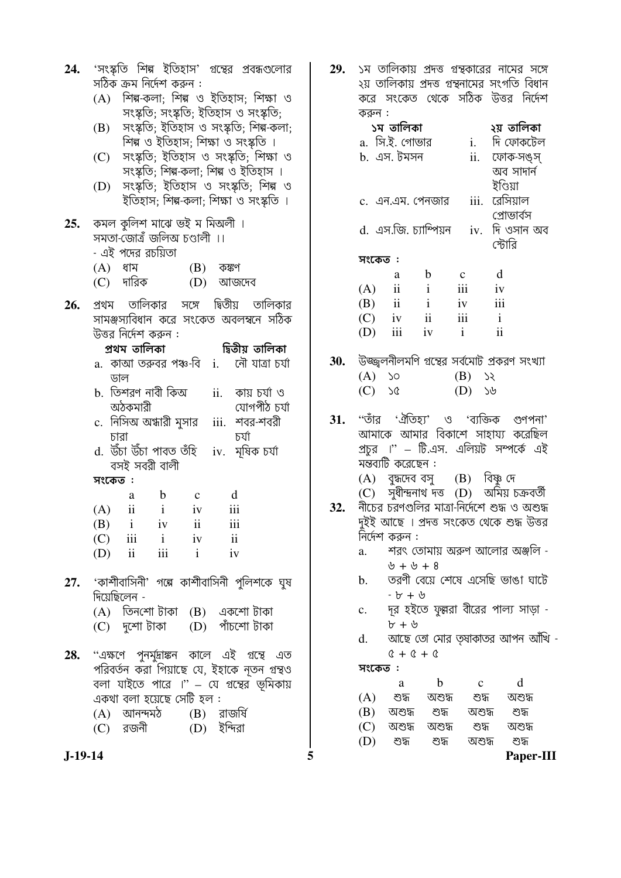24. 'সংস্কৃতি শিল্প ইতিহাস' গ্রন্থের প্রবন্ধগুলোর সঠিক ক্রম নির্দেশ করুন :

(A) শিল্প-কলা; শিল্প ও ইতিহাস; শিক্ষা ও সংস্কৃতি; সংস্কৃতি; ইতিহাস ও সংস্কৃতি;
(B) সংস্কৃতি; ইতিহাস ও সংস্কৃতি; শিল্প-কলা; শিল্প ও ইতিহাস; শিক্ষা ও সংস্কৃতি ।
(C) সংস্কৃতি; ইতিহাস ও সংস্কৃতি; শিক্ষা ও সংস্কৃতি; শিল্প-কলা; শিল্প ও ইতিহাস ।
(D) সংস্কৃতি; ইতিহাস ও সংস্কৃতি; শিল্প ও ইতিহাস; শিল্প-কলা; শিক্ষা ও সংস্কৃতি ।

25. কমল কুলিশ মাঝে ভই ম মিঅলী ।
সমতা-জোত্রঁ জলিঅ চণ্ডালী ।।
- এই পদের রচয়িতা

(A) ধাম (B) কঙ্কণ
(C) দারিক (D) আজদেব

26. প্রথম তালিকার সঙ্গে দ্বিতীয় তালিকার সামঞ্জস্যবিধান করে সংকেত অবলম্বনে সঠিক উত্তর নির্দেশ করুন :

| প্রথম তালিকা | দ্বিতীয় তালিকা |
|---|---|
| a. কাআ তরুবর পঞ্চ-বি ডাল | i. নৌ যাত্রা চর্যা |
| b. তিশরণ নাবী কিঅ অঠকমারী | ii. কায় চর্যা ও যোগপীঠ চর্যা |
| c. নিসিঅ অন্ধারী মুসার চারা | iii. শবর-শবরী চর্যা |
| d. উঁচা উঁচা পাবত তঁহি বসই সবরী বালী | iv. মূষিক চর্যা |

সংকেত :

| | a | b | c | d |
|---|---|---|---|---|
| (A) | ii | i | iv | iii |
| (B) | i | iv | ii | iii |
| (C) | iii | i | iv | ii |
| (D) | ii | iii | i | iv |

27. 'কাশীবাসিনী' গল্পে কাশীবাসিনী পুলিশকে ঘুষ দিয়েছিলেন -

(A) তিনশো টাকা (B) একশো টাকা
(C) দুশো টাকা (D) পাঁচশো টাকা

28. "এক্ষণে পুনর্মুদ্রাঙ্কন কালে এই গ্রন্থে এত পরিবর্তন করা গিয়াছে যে, ইহাকে নূতন গ্রন্থও বলা যাইতে পারে ।" – যে গ্রন্থের ভূমিকায় একথা বলা হয়েছে সেটি হল :

(A) আনন্দমঠ (B) রাজর্ষি
(C) রজনী (D) ইন্দিরা

29. ১ম তালিকায় প্রদত্ত গ্রন্থকারের নামের সঙ্গে ২য় তালিকায় প্রদত্ত গ্রন্থনামের সংগতি বিধান করে সংকেত থেকে সঠিক উত্তর নির্দেশ করুন :

| ১ম তালিকা | ২য় তালিকা |
|---|---|
| a. সি.ই. গোভার | i. দি ফোকটেল |
| b. এস. টমসন | ii. ফোক-সঙ্স্ অব সাদার্ন ইণ্ডিয়া |
| c. এন.এম. পেনজার | iii. রেসিয়াল প্রোভার্বস |
| d. এস.জি. চ্যাম্পিয়ন | iv. দি ওসান অব স্টোরি |

সংকেত :

| | a | b | c | d |
|---|---|---|---|---|
| (A) | ii | i | iii | iv |
| (B) | ii | i | iv | iii |
| (C) | iv | ii | iii | i |
| (D) | iii | iv | i | ii |

30. উজ্জ্বলনীলমণি গ্রন্থের সর্বমোট প্রকরণ সংখ্যা

(A) ১০ (B) ১২
(C) ১৫ (D) ১৬

31. "তাঁর 'ঐতিহ্য' ও 'ব্যক্তিক গুণপনা' আমাকে আমার বিকাশে সাহায্য করেছিল প্রচুর ।" – টি.এস. এলিয়ট সম্পর্কে এই মন্তব্যটি করেছেন :

(A) বুদ্ধদেব বসু (B) বিষ্ণু দে
(C) সুধীন্দ্রনাথ দত্ত (D) অমিয় চক্রবর্তী

32. নীচের চরণগুলির মাত্রা-নির্দেশে শুদ্ধ ও অশুদ্ধ দুইই আছে । প্রদত্ত সংকেত থেকে শুদ্ধ উত্তর নির্দেশ করুন :

a. শরৎ তোমায় অরুণ আলোর অঞ্জলি - ৬ + ৬ + ৪
b. তরণী বেয়ে শেষে এসেছি ভাঙা ঘাটে - ৮ + ৬
c. দূর হইতে ফুল্লরা বীরের পাল্য সাড়া - ৮ + ৬
d. আছে তো মোর তৃষাকাতর আপন আঁখি - ৫ + ৫ + ৫

সংকেত :

| | a | b | c | d |
|---|---|---|---|---|
| (A) | শুদ্ধ | অশুদ্ধ | শুদ্ধ | অশুদ্ধ |
| (B) | অশুদ্ধ | শুদ্ধ | অশুদ্ধ | শুদ্ধ |
| (C) | অশুদ্ধ | অশুদ্ধ | শুদ্ধ | অশুদ্ধ |
| (D) | শুদ্ধ | শুদ্ধ | অশুদ্ধ | শুদ্ধ |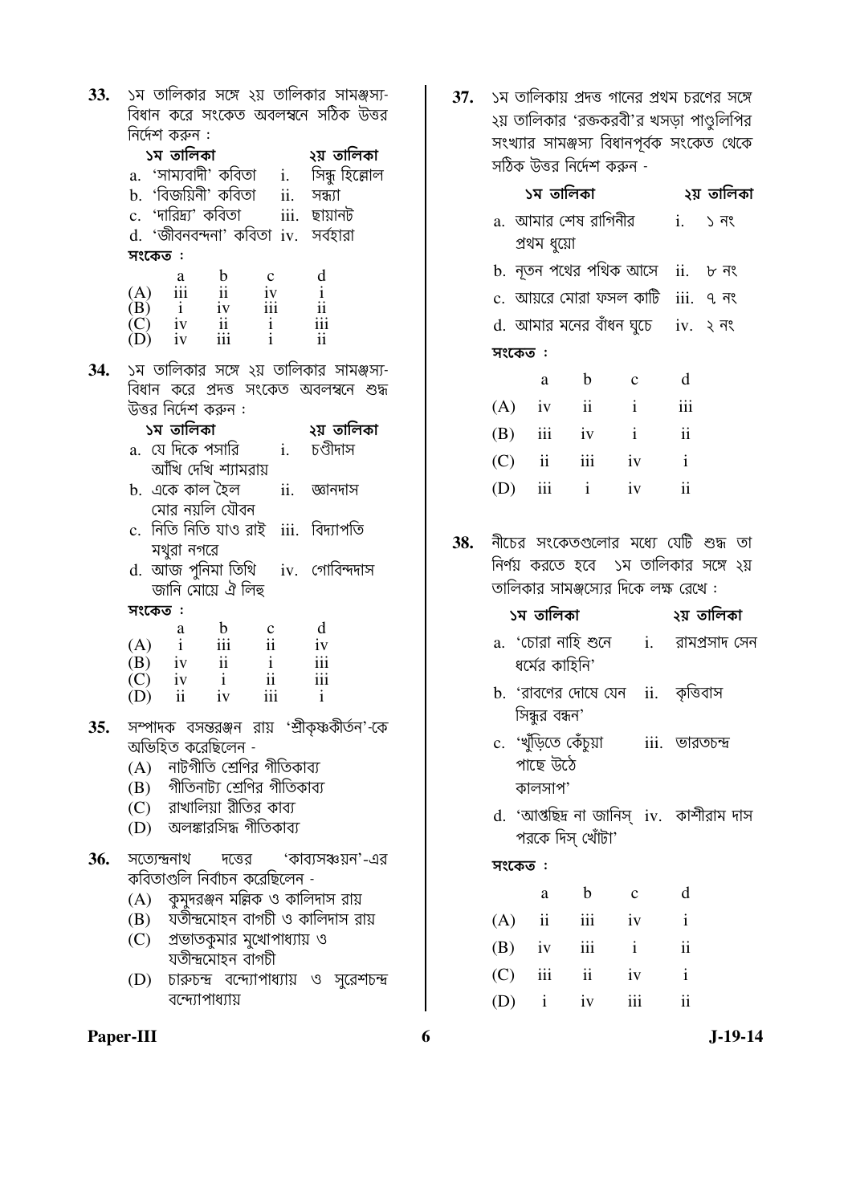**33.** ১ম তালিকার সঙ্গে ২য় তালিকার সামঞ্জস্য-বিধান করে সংকেত অবলম্বনে সঠিক উত্তর নির্দেশ করুন :

| ১ম তালিকা | | ২য় তালিকা |
|---|---|---|
| a. 'সাম্যবাদী' কবিতা | i. | সিন্ধু হিল্লোল |
| b. 'বিজয়িনী' কবিতা | ii. | সন্ধ্যা |
| c. 'দারিদ্র্য' কবিতা | iii. | ছায়ানট |
| d. 'জীবনবন্দনা' কবিতা | iv. | সর্বহারা |

সংকেত :

| | a | b | c | d |
|---|---|---|---|---|
| (A) | iii | ii | iv | i |
| (B) | i | iv | iii | ii |
| (C) | iv | ii | i | iii |
| (D) | iv | iii | i | ii |

**34.** ১ম তালিকার সঙ্গে ২য় তালিকার সামঞ্জস্য-বিধান করে প্রদত্ত সংকেত অবলম্বনে শুদ্ধ উত্তর নির্দেশ করুন :

| ১ম তালিকা | | ২য় তালিকা |
|---|---|---|
| a. যে দিকে পসারি আঁখি দেখি শ্যামরায় | i. | চণ্ডীদাস |
| b. একে কাল হৈল মোর নয়লি যৌবন | ii. | জ্ঞানদাস |
| c. নিতি নিতি যাও রাই মথুরা নগরে | iii. | বিদ্যাপতি |
| d. আজ পুনিমা তিথি জানি মোয়ে ঐ লিহু | iv. | গোবিন্দদাস |

সংকেত :

| | a | b | c | d |
|---|---|---|---|---|
| (A) | i | iii | ii | iv |
| (B) | iv | ii | i | iii |
| (C) | iv | i | ii | iii |
| (D) | ii | iv | iii | i |

**35.** সম্পাদক বসন্তরঞ্জন রায় 'শ্রীকৃষ্ণকীর্তন'-কে অভিহিত করেছিলেন -

(A) নাটগীতি শ্রেণির গীতিকাব্য
(B) গীতিনাট্য শ্রেণির গীতিকাব্য
(C) রাখালিয়া রীতির কাব্য
(D) অলঙ্কারসিদ্ধ গীতিকাব্য

**36.** সত্যেন্দ্রনাথ দত্তের 'কাব্যসঞ্চয়ন'-এর কবিতাগুলি নির্বাচন করেছিলেন -

(A) কুমুদরঞ্জন মল্লিক ও কালিদাস রায়
(B) যতীন্দ্রমোহন বাগচী ও কালিদাস রায়
(C) প্রভাতকুমার মুখোপাধ্যায় ও যতীন্দ্রমোহন বাগচী
(D) চারুচন্দ্র বন্দ্যোপাধ্যায় ও সুরেশচন্দ্র বন্দ্যোপাধ্যায়

**37.** ১ম তালিকায় প্রদত্ত গানের প্রথম চরণের সঙ্গে ২য় তালিকার 'রক্তকরবী'র খসড়া পাণ্ডুলিপির সংখ্যার সামঞ্জস্য বিধানপূর্বক সংকেত থেকে সঠিক উত্তর নির্দেশ করুন -

| ১ম তালিকা | | ২য় তালিকা |
|---|---|---|
| a. আমার শেষ রাগিনীর প্রথম ধুয়ো | i. | ১ নং |
| b. নূতন পথের পথিক আসে | ii. | ৮ নং |
| c. আয়রে মোরা ফসল কাটি | iii. | ৭ নং |
| d. আমার মনের বাঁধন ঘুচে | iv. | ২ নং |

সংকেত :

| | a | b | c | d |
|---|---|---|---|---|
| (A) | iv | ii | i | iii |
| (B) | iii | iv | i | ii |
| (C) | ii | iii | iv | i |
| (D) | iii | i | iv | ii |

**38.** নীচের সংকেতগুলোর মধ্যে যেটি শুদ্ধ তা নির্ণয় করতে হবে ১ম তালিকার সঙ্গে ২য় তালিকার সামঞ্জস্যের দিকে লক্ষ রেখে :

| ১ম তালিকা | | ২য় তালিকা |
|---|---|---|
| a. 'চোরা নাহি শুনে ধর্মের কাহিনি' | i. | রামপ্রসাদ সেন |
| b. 'রাবণের দোষে যেন সিন্ধুর বন্ধন' | ii. | কৃত্তিবাস |
| c. 'খুঁড়িতে কেঁচুয়া পাছে উঠে কালসাপ' | iii. | ভারতচন্দ্র |
| d. 'আপ্তছিদ্র না জানিস্ পরকে দিস্ খোঁটা' | iv. | কাশীরাম দাস |

সংকেত :

| | a | b | c | d |
|---|---|---|---|---|
| (A) | ii | iii | iv | i |
| (B) | iv | iii | i | ii |
| (C) | iii | ii | iv | i |
| (D) | i | iv | iii | ii |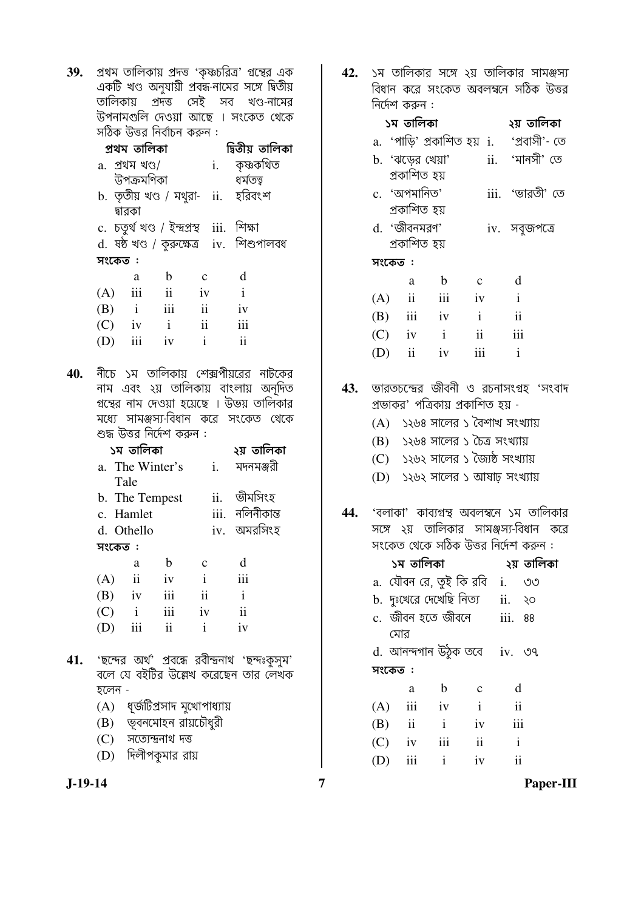39. প্রথম তালিকায় প্রদত্ত 'কৃষ্ণচরিত্র' গ্রন্থের এক একটি খণ্ড অনুযায়ী প্রবন্ধ-নামের সঙ্গে দ্বিতীয় তালিকায় প্রদত্ত সেই সব খণ্ড-নামের উপনামগুলি দেওয়া আছে । সংকেত থেকে সঠিক উত্তর নির্বাচন করুন :

| প্রথম তালিকা | দ্বিতীয় তালিকা |
|---|---|
| a. প্রথম খণ্ড/ উপক্রমণিকা | i. কৃষ্ণকথিত ধর্মতত্ত্ব |
| b. তৃতীয় খণ্ড / মথুরা-দ্বারকা | ii. হরিবংশ |
| c. চতুর্থ খণ্ড / ইন্দ্রপ্রস্থ | iii. শিক্ষা |
| d. ষষ্ঠ খণ্ড / কুরুক্ষেত্র | iv. শিশুপালবধ |

সংকেত :

| | a | b | c | d |
|---|---|---|---|---|
| (A) | iii | ii | iv | i |
| (B) | i | iii | ii | iv |
| (C) | iv | i | ii | iii |
| (D) | iii | iv | i | ii |

40. নীচে ১ম তালিকায় শেক্সপীয়রের নাটকের নাম এবং ২য় তালিকায় বাংলায় অনূদিত গ্রন্থের নাম দেওয়া হয়েছে । উভয় তালিকার মধ্যে সামঞ্জস্য-বিধান করে সংকেত থেকে শুদ্ধ উত্তর নির্দেশ করুন :

| ১ম তালিকা | ২য় তালিকা |
|---|---|
| a. The Winter's Tale | i. মদনমঞ্জরী |
| b. The Tempest | ii. ভীমসিংহ |
| c. Hamlet | iii. নলিনীকান্ত |
| d. Othello | iv. অমরসিংহ |

সংকেত :

| | a | b | c | d |
|---|---|---|---|---|
| (A) | ii | iv | i | iii |
| (B) | iv | iii | ii | i |
| (C) | i | iii | iv | ii |
| (D) | iii | ii | i | iv |

41. 'ছন্দের অর্থ' প্রবন্ধে রবীন্দ্রনাথ 'ছন্দঃকুসুম' বলে যে বইটির উল্লেখ করেছেন তার লেখক হলেন -

(A) ধূর্জটিপ্রসাদ মুখোপাধ্যায়
(B) ভূবনমোহন রায়চৌধুরী
(C) সত্যেন্দ্রনাথ দত্ত
(D) দিলীপকুমার রায়

42. ১ম তালিকার সঙ্গে ২য় তালিকার সামঞ্জস্য বিধান করে সংকেত অবলম্বনে সঠিক উত্তর নির্দেশ করুন :

| ১ম তালিকা | ২য় তালিকা |
|---|---|
| a. 'পাড়ি' প্রকাশিত হয় | i. 'প্রবাসী'- তে |
| b. 'ঝড়ের খেয়া' প্রকাশিত হয় | ii. 'মানসী' তে |
| c. 'অপমানিত' প্রকাশিত হয় | iii. 'ভারতী' তে |
| d. 'জীবনমরণ' প্রকাশিত হয় | iv. সবুজপত্রে |

সংকেত :

| | a | b | c | d |
|---|---|---|---|---|
| (A) | ii | iii | iv | i |
| (B) | iii | iv | i | ii |
| (C) | iv | i | ii | iii |
| (D) | ii | iv | iii | i |

43. ভারতচন্দ্রের জীবনী ও রচনাসংগ্রহ 'সংবাদ প্রভাকর' পত্রিকায় প্রকাশিত হয় -

(A) ১২৬৪ সালের ১ বৈশাখ সংখ্যায়
(B) ১২৬৪ সালের ১ চৈত্র সংখ্যায়
(C) ১২৬২ সালের ১ জ্যৈষ্ঠ সংখ্যায়
(D) ১২৬২ সালের ১ আষাঢ় সংখ্যায়

44. 'বলাকা' কাব্যগ্রন্থ অবলম্বনে ১ম তালিকার সঙ্গে ২য় তালিকার সামঞ্জস্য-বিধান করে সংকেত থেকে সঠিক উত্তর নির্দেশ করুন :

| ১ম তালিকা | ২য় তালিকা |
|---|---|
| a. যৌবন রে, তুই কি রবি | i. ৩৩ |
| b. দুঃখেরে দেখেছি নিত্য | ii. ২০ |
| c. জীবন হতে জীবনে মোর | iii. ৪৪ |
| d. আনন্দগান উঠুক তবে | iv. ৩৭ |

সংকেত :

| | a | b | c | d |
|---|---|---|---|---|
| (A) | iii | iv | i | ii |
| (B) | ii | i | iv | iii |
| (C) | iv | iii | ii | i |
| (D) | iii | i | iv | ii |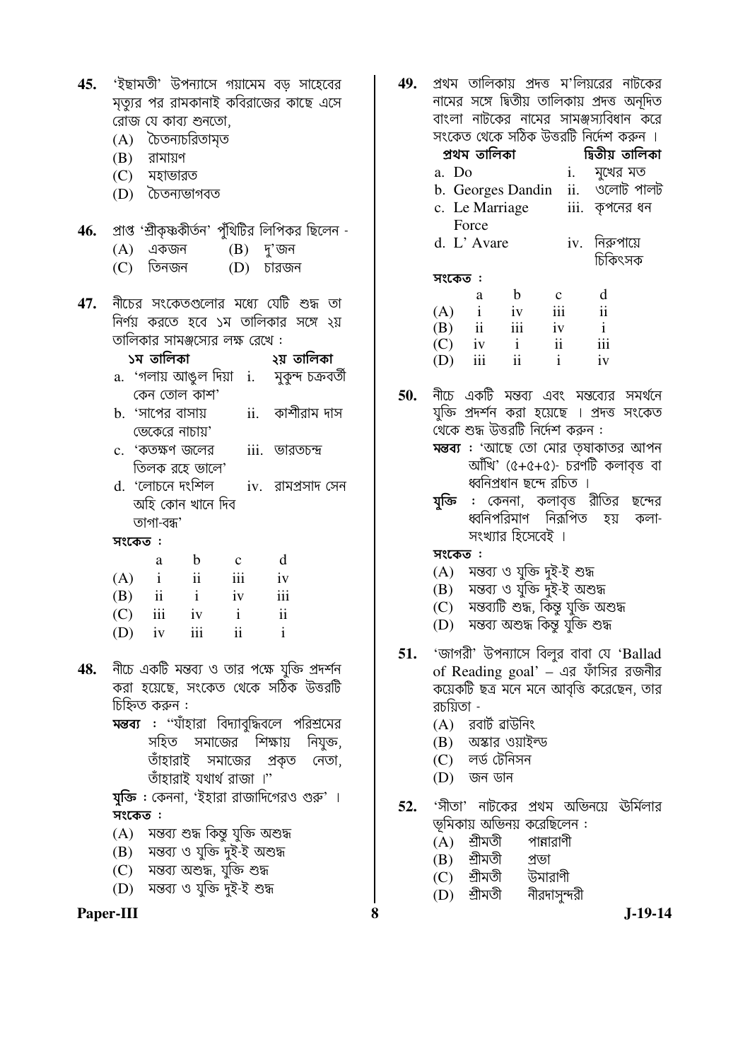45. 'ইছামতী' উপন্যাসে গয়ামেম বড় সাহেবের মৃত্যুর পর রামকানাই কবিরাজের কাছে এসে রোজ যে কাব্য শুনতো,
   (A) চৈতন্যচরিতামৃত
   (B) রামায়ণ
   (C) মহাভারত
   (D) চৈতন্যভাগবত

46. প্রাপ্ত 'শ্রীকৃষ্ণকীর্তন' পুঁথিটির লিপিকর ছিলেন -
   (A) একজন
   (B) দু'জন
   (C) তিনজন
   (D) চারজন

47. নীচের সংকেতগুলোর মধ্যে যেটি শুদ্ধ তা নির্ণয় করতে হবে ১ম তালিকার সঙ্গে ২য় তালিকার সামঞ্জস্যের লক্ষ রেখে :

| ১ম তালিকা | ২য় তালিকা |
|---|---|
| a. 'গলায় আঙুল দিয়া কেন তোল কাশ' | i. মুকুন্দ চক্রবর্তী |
| b. 'সাপের বাসায় ভেকেরে নাচায়' | ii. কাশীরাম দাস |
| c. 'কতক্ষণ জলের তিলক রহে ভালে' | iii. ভারতচন্দ্র |
| d. 'লোচনে দংশিল অহি কোন খানে দিব তাগা-বন্ধ' | iv. রামপ্রসাদ সেন |

সংকেত :

| | a | b | c | d |
|---|---|---|---|---|
| (A) | i | ii | iii | iv |
| (B) | ii | i | iv | iii |
| (C) | iii | iv | i | ii |
| (D) | iv | iii | ii | i |

48. নীচে একটি মন্তব্য ও তার পক্ষে যুক্তি প্রদর্শন করা হয়েছে, সংকেত থেকে সঠিক উত্তরটি চিহ্নিত করুন :

**মন্তব্য :** "যাঁহারা বিদ্যাবুদ্ধিবলে পরিশ্রমের সহিত সমাজের শিক্ষায় নিযুক্ত, তাঁহারাই সমাজের প্রকৃত নেতা, তাঁহারাই যথার্থ রাজা ।"

**যুক্তি :** কেননা, 'ইহারা রাজাদিগেরও গুরু' ।

**সংকেত :**
   (A) মন্তব্য শুদ্ধ কিন্তু যুক্তি অশুদ্ধ
   (B) মন্তব্য ও যুক্তি দুই-ই অশুদ্ধ
   (C) মন্তব্য অশুদ্ধ, যুক্তি শুদ্ধ
   (D) মন্তব্য ও যুক্তি দুই-ই শুদ্ধ

49. প্রথম তালিকায় প্রদত্ত ম'লিয়রের নাটকের নামের সঙ্গে দ্বিতীয় তালিকায় প্রদত্ত অনূদিত বাংলা নাটকের নামের সামঞ্জস্যবিধান করে সংকেত থেকে সঠিক উত্তরটি নির্দেশ করুন ।

| প্রথম তালিকা | দ্বিতীয় তালিকা |
|---|---|
| a. Do | i. মুখের মত |
| b. Georges Dandin | ii. ওলোট পালট |
| c. Le Marriage Force | iii. কৃপনের ধন |
| d. L' Avare | iv. নিরুপায়ে চিকিৎসক |

সংকেত :

| | a | b | c | d |
|---|---|---|---|---|
| (A) | i | iv | iii | ii |
| (B) | ii | iii | iv | i |
| (C) | iv | i | ii | iii |
| (D) | iii | ii | i | iv |

50. নীচে একটি মন্তব্য এবং মন্তব্যের সমর্থনে যুক্তি প্রদর্শন করা হয়েছে । প্রদত্ত সংকেত থেকে শুদ্ধ উত্তরটি নির্দেশ করুন :

**মন্তব্য :** 'আছে তো মোর তৃষাকাতর আপন আঁখি' (৫+৫+৫)- চরণটি কলাবৃত্ত বা ধ্বনিপ্রধান ছন্দে রচিত ।

**যুক্তি :** কেননা, কলাবৃত্ত রীতির ছন্দের ধ্বনিপরিমাণ নিরূপিত হয় কলা-সংখ্যার হিসেবেই ।

**সংকেত :**
   (A) মন্তব্য ও যুক্তি দুই-ই শুদ্ধ
   (B) মন্তব্য ও যুক্তি দুই-ই অশুদ্ধ
   (C) মন্তব্যটি শুদ্ধ, কিন্তু যুক্তি অশুদ্ধ
   (D) মন্তব্য অশুদ্ধ কিন্তু যুক্তি শুদ্ধ

51. 'জাগরী' উপন্যাসে বিলুর বাবা যে 'Ballad of Reading goal' – এর ফাঁসির রজনীর কয়েকটি ছত্র মনে মনে আবৃত্তি করেছেন, তার রচয়িতা -
   (A) রবার্ট ব্রাউনিং
   (B) অস্কার ওয়াইল্ড
   (C) লর্ড টেনিসন
   (D) জন ডান

52. 'সীতা' নাটকের প্রথম অভিনয়ে ঊর্মিলার ভূমিকায় অভিনয় করেছিলেন :
   (A) শ্রীমতী পান্নারাণী
   (B) শ্রীমতী প্রভা
   (C) শ্রীমতী উমারাণী
   (D) শ্রীমতী নীরদাসুন্দরী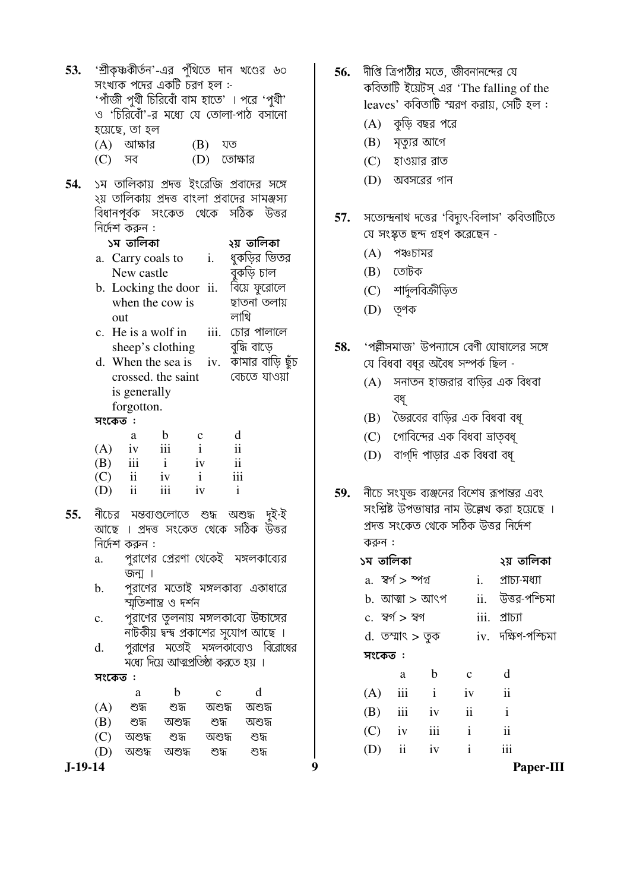**53.** 'শ্রীকৃষ্ণকীর্তন'-এর পুঁথিতে দান খণ্ডের ৬০ সংখ্যক পদের একটি চরণ হল :-
'পাঁজী পুথী চিরিবোঁ বাম হাতে' । পরে 'পুথী' ও 'চিরিবোঁ'-র মধ্যে যে তোলা-পাঠ বসানো হয়েছে, তা হল

(A) আক্ষার (B) যত
(C) সব (D) তোক্ষার

**54.** ১ম তালিকায় প্রদত্ত ইংরেজি প্রবাদের সঙ্গে ২য় তালিকায় প্রদত্ত বাংলা প্রবাদের সামঞ্জস্য বিধানপূর্বক সংকেত থেকে সঠিক উত্তর নির্দেশ করুন :

| ১ম তালিকা | | ২য় তালিকা |
|---|---|---|
| a. Carry coals to New castle | i. | ধুকড়ির ভিতর খুকড়ি চাল |
| b. Locking the door when the cow is out | ii. | বিয়ে ফুরোলে ছাতনা তলায় লাথি |
| c. He is a wolf in sheep's clothing | iii. | চোর পালালে বুদ্ধি বাড়ে |
| d. When the sea is crossed. the saint is generally forgotton. | iv. | কামার বাড়ি ছুঁচ বেচতে যাওয়া |

সংকেত :

| | a | b | c | d |
|---|---|---|---|---|
| (A) | iv | iii | i | ii |
| (B) | iii | i | iv | ii |
| (C) | ii | iv | i | iii |
| (D) | ii | iii | iv | i |

**55.** নীচের মন্তব্যগুলোতে শুদ্ধ অশুদ্ধ দুই-ই আছে । প্রদত্ত সংকেত থেকে সঠিক উত্তর নির্দেশ করুন :

a. পুরাণের প্রেরণা থেকেই মঙ্গলকাব্যের জন্ম ।
b. পুরাণের মতোই মঙ্গলকাব্য একাধারে স্মৃতিশাস্ত্র ও দর্শন
c. পুরাণের তুলনায় মঙ্গলকাব্যে উচ্চাঙ্গের নাটকীয় দ্বন্দ্ব প্রকাশের সুযোগ আছে ।
d. পুরাণের মতোই মঙ্গলকাব্যেও বিরোধের মধ্যে দিয়ে আত্মপ্রতিষ্ঠা করতে হয় ।

সংকেত :

| | a | b | c | d |
|---|---|---|---|---|
| (A) | শুদ্ধ | শুদ্ধ | অশুদ্ধ | অশুদ্ধ |
| (B) | শুদ্ধ | অশুদ্ধ | শুদ্ধ | অশুদ্ধ |
| (C) | অশুদ্ধ | শুদ্ধ | অশুদ্ধ | শুদ্ধ |
| (D) | অশুদ্ধ | অশুদ্ধ | শুদ্ধ | শুদ্ধ |

**56.** দীপ্তি ত্রিপাঠীর মতে, জীবনানন্দের যে কবিতাটি ইয়েটস্ এর 'The falling of the leaves' কবিতাটি স্মরণ করায়, সেটি হল :

(A) কুড়ি বছর পরে
(B) মৃত্যুর আগে
(C) হাওয়ার রাত
(D) অবসরের গান

**57.** সত্যেন্দ্রনাথ দত্তের 'বিদ্যুৎ-বিলাস' কবিতাটিতে যে সংস্কৃত ছন্দ গ্রহণ করেছেন -

(A) পঞ্চচামর
(B) তোটক
(C) শার্দুলবিক্রীড়িত
(D) তূণক

**58.** 'পল্লীসমাজ' উপন্যাসে বেণী ঘোষালের সঙ্গে যে বিধবা বধূর অবৈধ সম্পর্ক ছিল -

(A) সনাতন হাজরার বাড়ির এক বিধবা বধূ
(B) ভৈরবের বাড়ির এক বিধবা বধূ
(C) গোবিন্দের এক বিধবা ভ্রাতৃবধূ
(D) বাগ্‌দি পাড়ার এক বিধবা বধূ

**59.** নীচে সংযুক্ত ব্যঞ্জনের বিশেষ রূপান্তর এবং সংশ্লিষ্ট উপভাষার নাম উল্লেখ করা হয়েছে । প্রদত্ত সংকেত থেকে সঠিক উত্তর নির্দেশ করুন :

| ১ম তালিকা | | ২য় তালিকা |
|---|---|---|
| a. স্বর্গ > স্পগ্গ | i. | প্রাচ্য-মধ্যা |
| b. আত্মা > আৎপ | ii. | উত্তর-পশ্চিমা |
| c. স্বর্গ > স্বগ্গ | iii. | প্রাচ্যা |
| d. তস্মাৎ > তুক | iv. | দক্ষিণ-পশ্চিমা |

সংকেত :

| | a | b | c | d |
|---|---|---|---|---|
| (A) | iii | i | iv | ii |
| (B) | iii | iv | ii | i |
| (C) | iv | iii | i | ii |
| (D) | ii | iv | i | iii |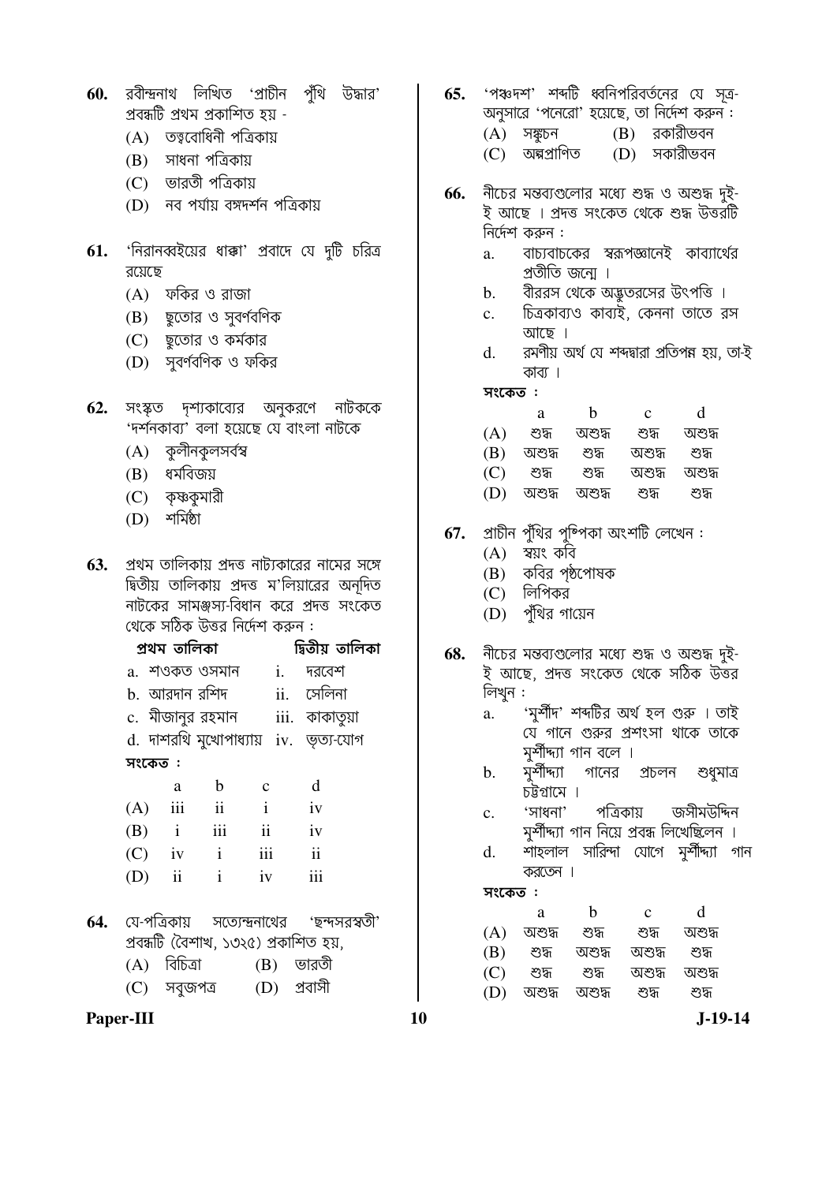60. রবীন্দ্রনাথ লিখিত 'প্রাচীন পুঁথি উদ্ধার' প্রবন্ধটি প্রথম প্রকাশিত হয় -
   (A) তত্ত্ববোধিনী পত্রিকায়
   (B) সাধনা পত্রিকায়
   (C) ভারতী পত্রিকায়
   (D) নব পর্যায় বঙ্গদর্শন পত্রিকায়

61. 'নিরানব্বইয়ের ধাক্কা' প্রবাদে যে দুটি চরিত্র রয়েছে
   (A) ফকির ও রাজা
   (B) ছুতোর ও সুবর্ণবণিক
   (C) ছুতোর ও কর্মকার
   (D) সুবর্ণবণিক ও ফকির

62. সংস্কৃত দৃশ্যকাব্যের অনুকরণে নাটককে 'দর্শনকাব্য' বলা হয়েছে যে বাংলা নাটকে
   (A) কুলীনকুলসর্বস্ব
   (B) ধর্মবিজয়
   (C) কৃষ্ণকুমারী
   (D) শর্মিষ্ঠা

63. প্রথম তালিকায় প্রদত্ত নাট্যকারের নামের সঙ্গে দ্বিতীয় তালিকায় প্রদত্ত ম'লিয়ারের অনূদিত নাটকের সামঞ্জস্য-বিধান করে প্রদত্ত সংকেত থেকে সঠিক উত্তর নির্দেশ করুন :

| প্রথম তালিকা | দ্বিতীয় তালিকা |
|---|---|
| a. শওকত ওসমান | i. দরবেশ |
| b. আরদান রশিদ | ii. সেলিনা |
| c. মীজানুর রহমান | iii. কাকাতুয়া |
| d. দাশরথি মুখোপাধ্যায় | iv. ভৃত্য-যোগ |

সংকেত :

| | a | b | c | d |
|---|---|---|---|---|
| (A) | iii | ii | i | iv |
| (B) | i | iii | ii | iv |
| (C) | iv | i | iii | ii |
| (D) | ii | i | iv | iii |

64. যে-পত্রিকায় সত্যেন্দ্রনাথের 'ছন্দসরস্বতী' প্রবন্ধটি (বৈশাখ, ১৩২৫) প্রকাশিত হয়,
   (A) বিচিত্রা
   (B) ভারতী
   (C) সবুজপত্র
   (D) প্রবাসী

65. 'পঞ্চদশ' শব্দটি ধ্বনিপরিবর্তনের যে সূত্র-অনুসারে 'পনেরো' হয়েছে, তা নির্দেশ করুন :
   (A) সঙ্কুচন
   (B) রকারীভবন
   (C) অল্পপ্রাণিত
   (D) সকারীভবন

66. নীচের মন্তব্যগুলোর মধ্যে শুদ্ধ ও অশুদ্ধ দুই-ই আছে । প্রদত্ত সংকেত থেকে শুদ্ধ উত্তরটি নির্দেশ করুন :
   a. বাচ্যবাচকের স্বরূপজ্ঞানেই কাব্যার্থের প্রতীতি জন্মে ।
   b. বীররস থেকে অদ্ভুতরসের উৎপত্তি ।
   c. চিত্রকাব্যও কাব্যই, কেননা তাতে রস আছে ।
   d. রমণীয় অর্থ যে শব্দদ্বারা প্রতিপন্ন হয়, তা-ই কাব্য ।

সংকেত :

| | a | b | c | d |
|---|---|---|---|---|
| (A) | শুদ্ধ | অশুদ্ধ | শুদ্ধ | অশুদ্ধ |
| (B) | অশুদ্ধ | শুদ্ধ | অশুদ্ধ | শুদ্ধ |
| (C) | শুদ্ধ | শুদ্ধ | অশুদ্ধ | অশুদ্ধ |
| (D) | অশুদ্ধ | অশুদ্ধ | শুদ্ধ | শুদ্ধ |

67. প্রাচীন পুঁথির পুষ্পিকা অংশটি লেখেন :
   (A) স্বয়ং কবি
   (B) কবির পৃষ্ঠপোষক
   (C) লিপিকর
   (D) পুঁথির গায়েন

68. নীচের মন্তব্যগুলোর মধ্যে শুদ্ধ ও অশুদ্ধ দুই-ই আছে, প্রদত্ত সংকেত থেকে সঠিক উত্তর লিখুন :
   a. 'মুর্শীদ' শব্দটির অর্থ হল গুরু । তাই যে গানে গুরুর প্রশংসা থাকে তাকে মুর্শীদ্যা গান বলে ।
   b. মুর্শীদ্যা গানের প্রচলন শুধুমাত্র চট্টগ্রামে ।
   c. 'সাধনা' পত্রিকায় জসীমউদ্দিন মুর্শীদ্যা গান নিয়ে প্রবন্ধ লিখেছিলেন ।
   d. শাহলাল সারিন্দা যোগে মুর্শীদ্যা গান করতেন ।

সংকেত :

| | a | b | c | d |
|---|---|---|---|---|
| (A) | অশুদ্ধ | শুদ্ধ | শুদ্ধ | অশুদ্ধ |
| (B) | শুদ্ধ | অশুদ্ধ | অশুদ্ধ | শুদ্ধ |
| (C) | শুদ্ধ | শুদ্ধ | অশুদ্ধ | অশুদ্ধ |
| (D) | অশুদ্ধ | অশুদ্ধ | শুদ্ধ | শুদ্ধ |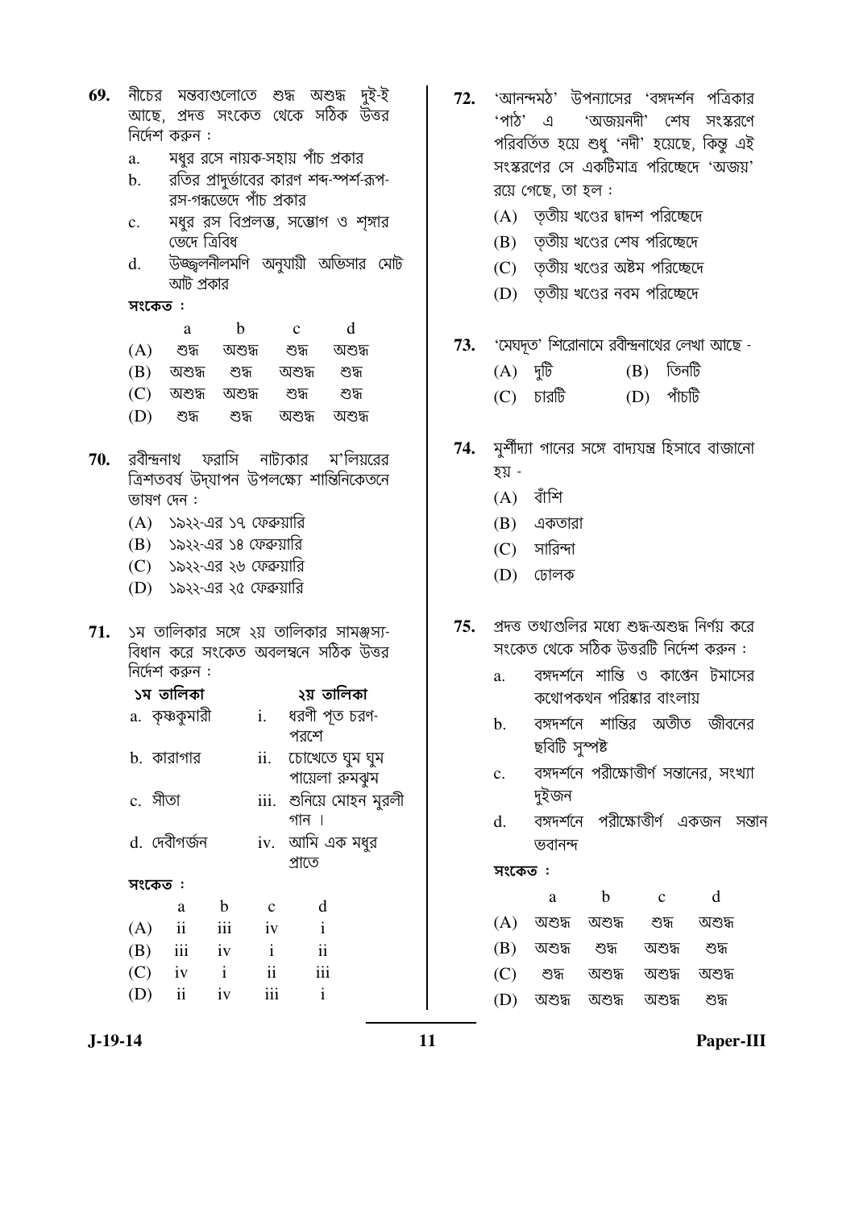**69.** নীচের মন্তব্যগুলোতে শুদ্ধ অশুদ্ধ দুই-ই আছে, প্রদত্ত সংকেত থেকে সঠিক উত্তর নির্দেশ করুন :

a. মধুর রসে নায়ক-সহায় পাঁচ প্রকার
b. রতির প্রাদুর্ভাবের কারণ শব্দ-স্পর্শ-রূপ-রস-গন্ধভেদে পাঁচ প্রকার
c. মধুর রস বিপ্রলম্ভ, সম্ভোগ ও শৃঙ্গার ভেদে ত্রিবিধ
d. উজ্জ্বলনীলমণি অনুযায়ী অভিসার মোট আট প্রকার

**সংকেত :**

| | a | b | c | d |
|---|---|---|---|---|
| (A) | শুদ্ধ | অশুদ্ধ | শুদ্ধ | অশুদ্ধ |
| (B) | অশুদ্ধ | শুদ্ধ | অশুদ্ধ | শুদ্ধ |
| (C) | অশুদ্ধ | অশুদ্ধ | শুদ্ধ | শুদ্ধ |
| (D) | শুদ্ধ | শুদ্ধ | অশুদ্ধ | অশুদ্ধ |

**70.** রবীন্দ্রনাথ ফরাসি নাট্যকার ম'লিয়রের ত্রিশতবর্ষ উদ্‌যাপন উপলক্ষ্যে শান্তিনিকেতনে ভাষণ দেন :

(A) ১৯২২-এর ১৭ ফেব্রুয়ারি
(B) ১৯২২-এর ১৪ ফেব্রুয়ারি
(C) ১৯২২-এর ২৬ ফেব্রুয়ারি
(D) ১৯২২-এর ২৫ ফেব্রুয়ারি

**71.** ১ম তালিকার সঙ্গে ২য় তালিকার সামঞ্জস্য-বিধান করে সংকেত অবলম্বনে সঠিক উত্তর নির্দেশ করুন :

| ১ম তালিকা | ২য় তালিকা |
|---|---|
| a. কৃষ্ণকুমারী | i. ধরণী পূত চরণ-পরশে |
| b. কারাগার | ii. চোখেতে ঘুম ঘুম পায়েলা রুমঝুম |
| c. সীতা | iii. শুনিয়ে মোহন মুরলী গান । |
| d. দেবীগর্জন | iv. আমি এক মধুর প্রাতে |

**সংকেত :**

| | a | b | c | d |
|---|---|---|---|---|
| (A) | ii | iii | iv | i |
| (B) | iii | iv | i | ii |
| (C) | iv | i | ii | iii |
| (D) | ii | iv | iii | i |

**72.** 'আনন্দমঠ' উপন্যাসের 'বঙ্গদর্শন পত্রিকার 'পাঠ' এ 'অজয়নদী' শেষ সংস্করণে পরিবর্তিত হয়ে শুধু 'নদী' হয়েছে, কিন্তু এই সংস্করণের সে একটিমাত্র পরিচ্ছেদে 'অজয়' রয়ে গেছে, তা হল :

(A) তৃতীয় খণ্ডের দ্বাদশ পরিচ্ছেদে
(B) তৃতীয় খণ্ডের শেষ পরিচ্ছেদে
(C) তৃতীয় খণ্ডের অষ্টম পরিচ্ছেদে
(D) তৃতীয় খণ্ডের নবম পরিচ্ছেদে

**73.** 'মেঘদূত' শিরোনামে রবীন্দ্রনাথের লেখা আছে -

(A) দুটি
(B) তিনটি
(C) চারটি
(D) পাঁচটি

**74.** মুর্শীদ্যা গানের সঙ্গে বাদ্যযন্ত্র হিসাবে বাজানো হয় -

(A) বাঁশি
(B) একতারা
(C) সারিন্দা
(D) ঢোলক

**75.** প্রদত্ত তথ্যগুলির মধ্যে শুদ্ধ-অশুদ্ধ নির্ণয় করে সংকেত থেকে সঠিক উত্তরটি নির্দেশ করুন :

a. বঙ্গদর্শনে শান্তি ও কাপ্তেন টমাসের কথোপকথন পরিষ্কার বাংলায়
b. বঙ্গদর্শনে শান্তির অতীত জীবনের ছবিটি সুস্পষ্ট
c. বঙ্গদর্শনে পরীক্ষোত্তীর্ণ সন্তানের, সংখ্যা দুইজন
d. বঙ্গদর্শনে পরীক্ষোত্তীর্ণ একজন সন্তান ভবানন্দ

**সংকেত :**

| | a | b | c | d |
|---|---|---|---|---|
| (A) | অশুদ্ধ | অশুদ্ধ | শুদ্ধ | অশুদ্ধ |
| (B) | অশুদ্ধ | শুদ্ধ | অশুদ্ধ | শুদ্ধ |
| (C) | শুদ্ধ | অশুদ্ধ | অশুদ্ধ | অশুদ্ধ |
| (D) | অশুদ্ধ | অশুদ্ধ | অশুদ্ধ | শুদ্ধ |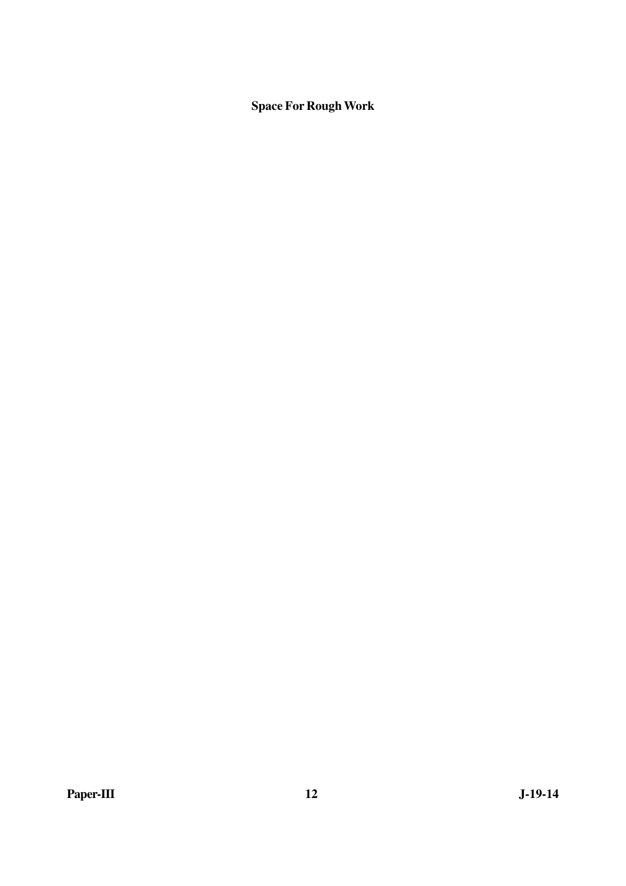**Space For Rough Work**